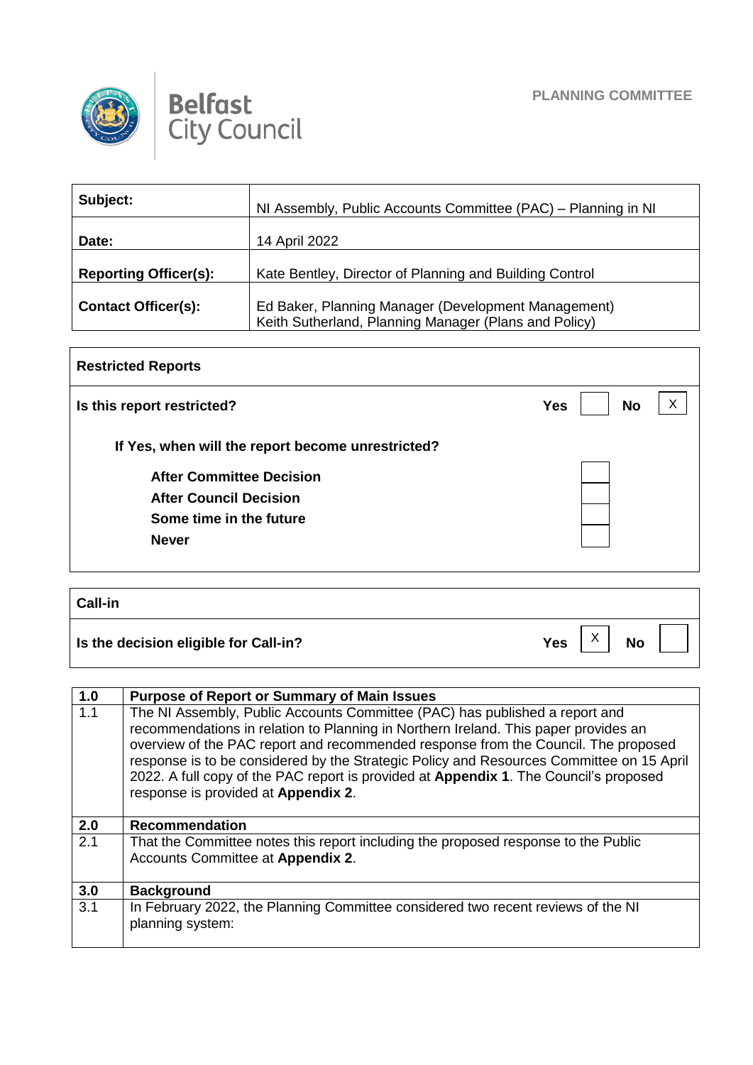Belfast City Council

PLANNING COMMITTEE

| Subject: | NI Assembly, Public Accounts Committee (PAC) – Planning in NI |
|---|---|
| Date: | 14 April 2022 |
| Reporting Officer(s): | Kate Bentley, Director of Planning and Building Control |
| Contact Officer(s): | Ed Baker, Planning Manager (Development Management)<br>Keith Sutherland, Planning Manager (Plans and Policy) |

| Restricted Reports | | |
|---|---|---|
| **Is this report restricted?** | **Yes** | **No** X |
| **If Yes, when will the report become unrestricted?** | | |
| **After Committee Decision** | | |
| **After Council Decision** | | |
| **Some time in the future** | | |
| **Never** | | |

| Call-in | | |
|---|---|---|
| **Is the decision eligible for Call-in?** | **Yes** X | **No** |

| | |
|---|---|
| **1.0** | **Purpose of Report or Summary of Main Issues** |
| 1.1 | The NI Assembly, Public Accounts Committee (PAC) has published a report and recommendations in relation to Planning in Northern Ireland. This paper provides an overview of the PAC report and recommended response from the Council. The proposed response is to be considered by the Strategic Policy and Resources Committee on 15 April 2022. A full copy of the PAC report is provided at **Appendix 1**. The Council's proposed response is provided at **Appendix 2**. |
| **2.0** | **Recommendation** |
| 2.1 | That the Committee notes this report including the proposed response to the Public Accounts Committee at **Appendix 2**. |
| **3.0** | **Background** |
| 3.1 | In February 2022, the Planning Committee considered two recent reviews of the NI planning system: |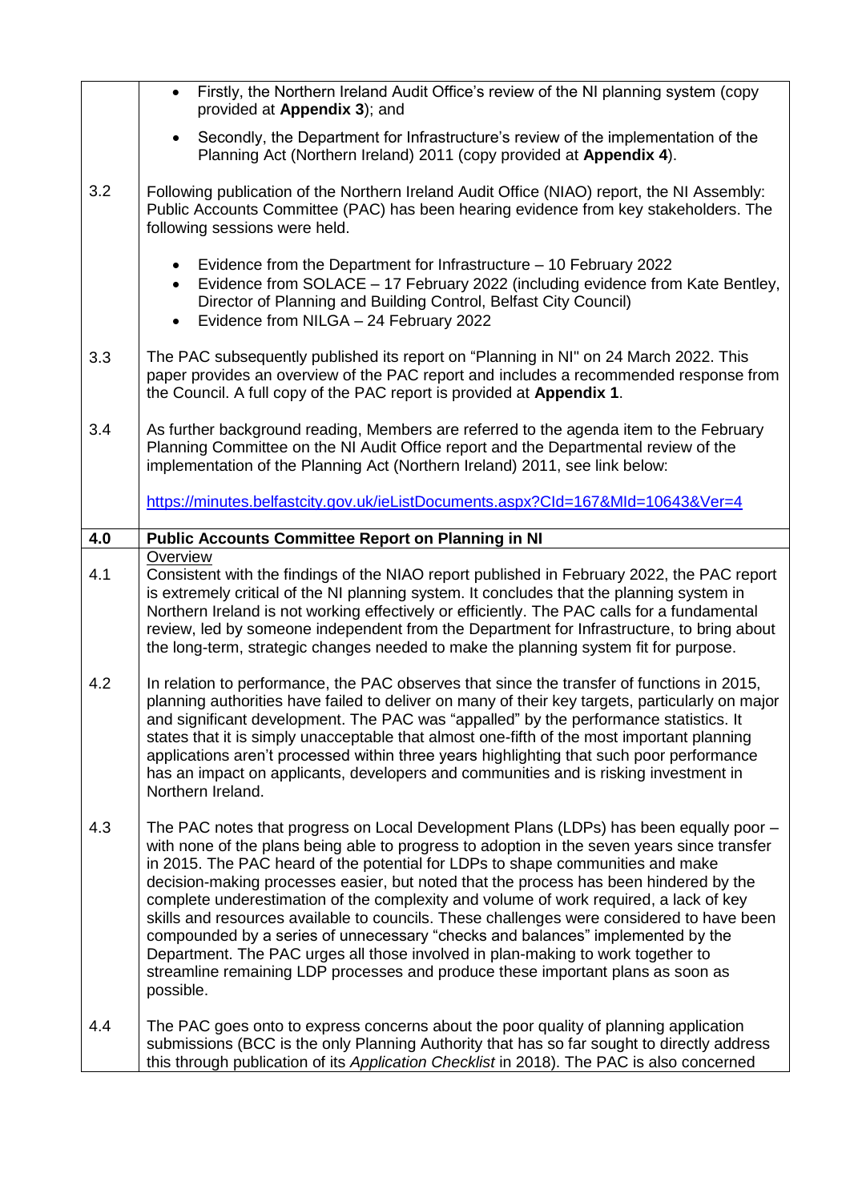- Firstly, the Northern Ireland Audit Office's review of the NI planning system (copy provided at **Appendix 3**); and
- Secondly, the Department for Infrastructure's review of the implementation of the Planning Act (Northern Ireland) 2011 (copy provided at **Appendix 4**).

3.2 Following publication of the Northern Ireland Audit Office (NIAO) report, the NI Assembly: Public Accounts Committee (PAC) has been hearing evidence from key stakeholders. The following sessions were held.

- Evidence from the Department for Infrastructure – 10 February 2022
- Evidence from SOLACE – 17 February 2022 (including evidence from Kate Bentley, Director of Planning and Building Control, Belfast City Council)
- Evidence from NILGA – 24 February 2022

3.3 The PAC subsequently published its report on "Planning in NI" on 24 March 2022. This paper provides an overview of the PAC report and includes a recommended response from the Council. A full copy of the PAC report is provided at **Appendix 1**.

3.4 As further background reading, Members are referred to the agenda item to the February Planning Committee on the NI Audit Office report and the Departmental review of the implementation of the Planning Act (Northern Ireland) 2011, see link below:

https://minutes.belfastcity.gov.uk/ieListDocuments.aspx?CId=167&MId=10643&Ver=4

## 4.0 Public Accounts Committee Report on Planning in NI

Overview

4.1 Consistent with the findings of the NIAO report published in February 2022, the PAC report is extremely critical of the NI planning system. It concludes that the planning system in Northern Ireland is not working effectively or efficiently. The PAC calls for a fundamental review, led by someone independent from the Department for Infrastructure, to bring about the long-term, strategic changes needed to make the planning system fit for purpose.

4.2 In relation to performance, the PAC observes that since the transfer of functions in 2015, planning authorities have failed to deliver on many of their key targets, particularly on major and significant development. The PAC was "appalled" by the performance statistics. It states that it is simply unacceptable that almost one-fifth of the most important planning applications aren't processed within three years highlighting that such poor performance has an impact on applicants, developers and communities and is risking investment in Northern Ireland.

4.3 The PAC notes that progress on Local Development Plans (LDPs) has been equally poor – with none of the plans being able to progress to adoption in the seven years since transfer in 2015. The PAC heard of the potential for LDPs to shape communities and make decision-making processes easier, but noted that the process has been hindered by the complete underestimation of the complexity and volume of work required, a lack of key skills and resources available to councils. These challenges were considered to have been compounded by a series of unnecessary "checks and balances" implemented by the Department. The PAC urges all those involved in plan-making to work together to streamline remaining LDP processes and produce these important plans as soon as possible.

4.4 The PAC goes onto to express concerns about the poor quality of planning application submissions (BCC is the only Planning Authority that has so far sought to directly address this through publication of its *Application Checklist* in 2018). The PAC is also concerned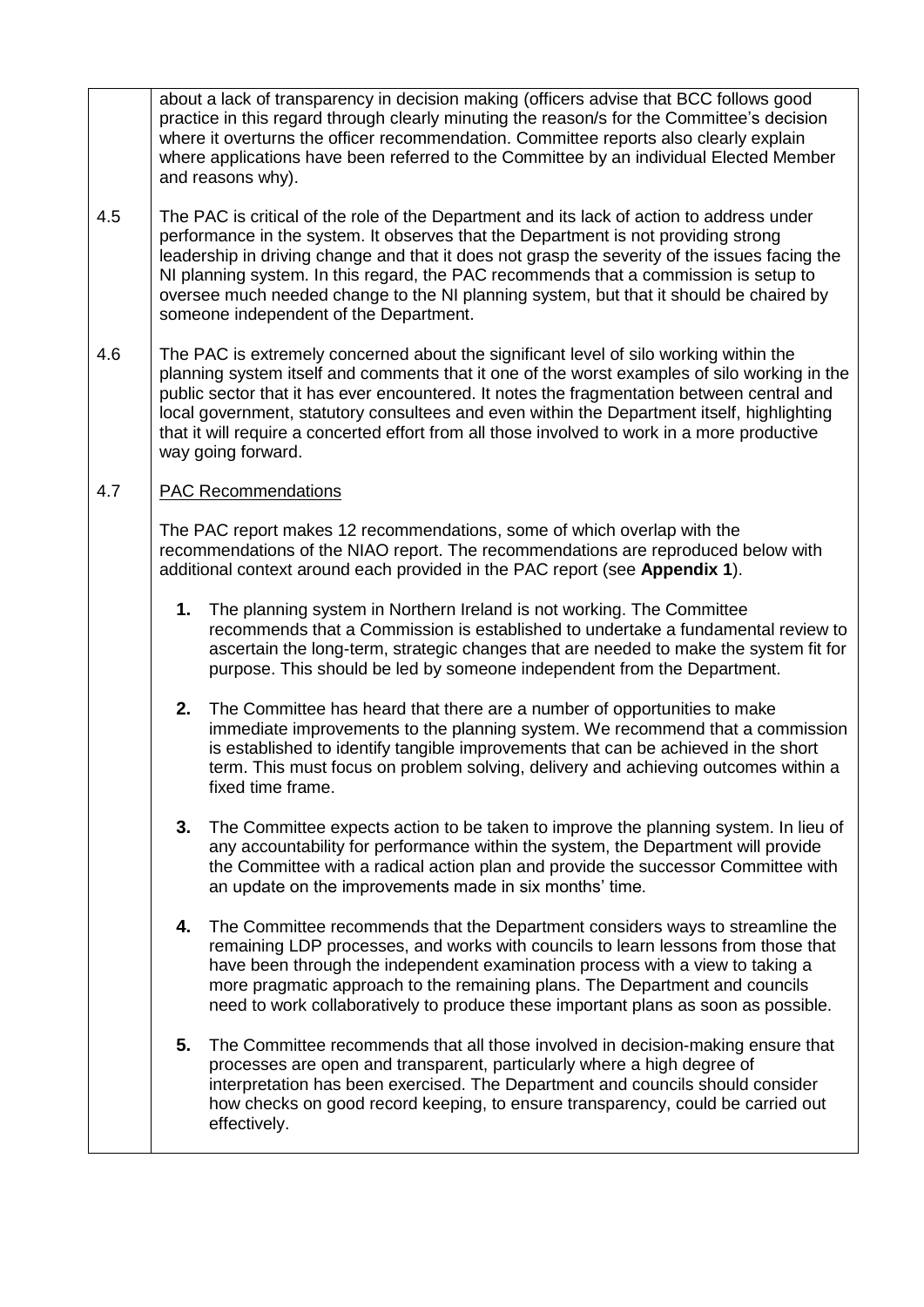about a lack of transparency in decision making (officers advise that BCC follows good practice in this regard through clearly minuting the reason/s for the Committee's decision where it overturns the officer recommendation. Committee reports also clearly explain where applications have been referred to the Committee by an individual Elected Member and reasons why).

4.5 The PAC is critical of the role of the Department and its lack of action to address under performance in the system. It observes that the Department is not providing strong leadership in driving change and that it does not grasp the severity of the issues facing the NI planning system. In this regard, the PAC recommends that a commission is setup to oversee much needed change to the NI planning system, but that it should be chaired by someone independent of the Department.

4.6 The PAC is extremely concerned about the significant level of silo working within the planning system itself and comments that it one of the worst examples of silo working in the public sector that it has ever encountered. It notes the fragmentation between central and local government, statutory consultees and even within the Department itself, highlighting that it will require a concerted effort from all those involved to work in a more productive way going forward.

4.7 <u>PAC Recommendations</u>

The PAC report makes 12 recommendations, some of which overlap with the recommendations of the NIAO report. The recommendations are reproduced below with additional context around each provided in the PAC report (see **Appendix 1**).

1. The planning system in Northern Ireland is not working. The Committee recommends that a Commission is established to undertake a fundamental review to ascertain the long-term, strategic changes that are needed to make the system fit for purpose. This should be led by someone independent from the Department.

2. The Committee has heard that there are a number of opportunities to make immediate improvements to the planning system. We recommend that a commission is established to identify tangible improvements that can be achieved in the short term. This must focus on problem solving, delivery and achieving outcomes within a fixed time frame.

3. The Committee expects action to be taken to improve the planning system. In lieu of any accountability for performance within the system, the Department will provide the Committee with a radical action plan and provide the successor Committee with an update on the improvements made in six months' time.

4. The Committee recommends that the Department considers ways to streamline the remaining LDP processes, and works with councils to learn lessons from those that have been through the independent examination process with a view to taking a more pragmatic approach to the remaining plans. The Department and councils need to work collaboratively to produce these important plans as soon as possible.

5. The Committee recommends that all those involved in decision-making ensure that processes are open and transparent, particularly where a high degree of interpretation has been exercised. The Department and councils should consider how checks on good record keeping, to ensure transparency, could be carried out effectively.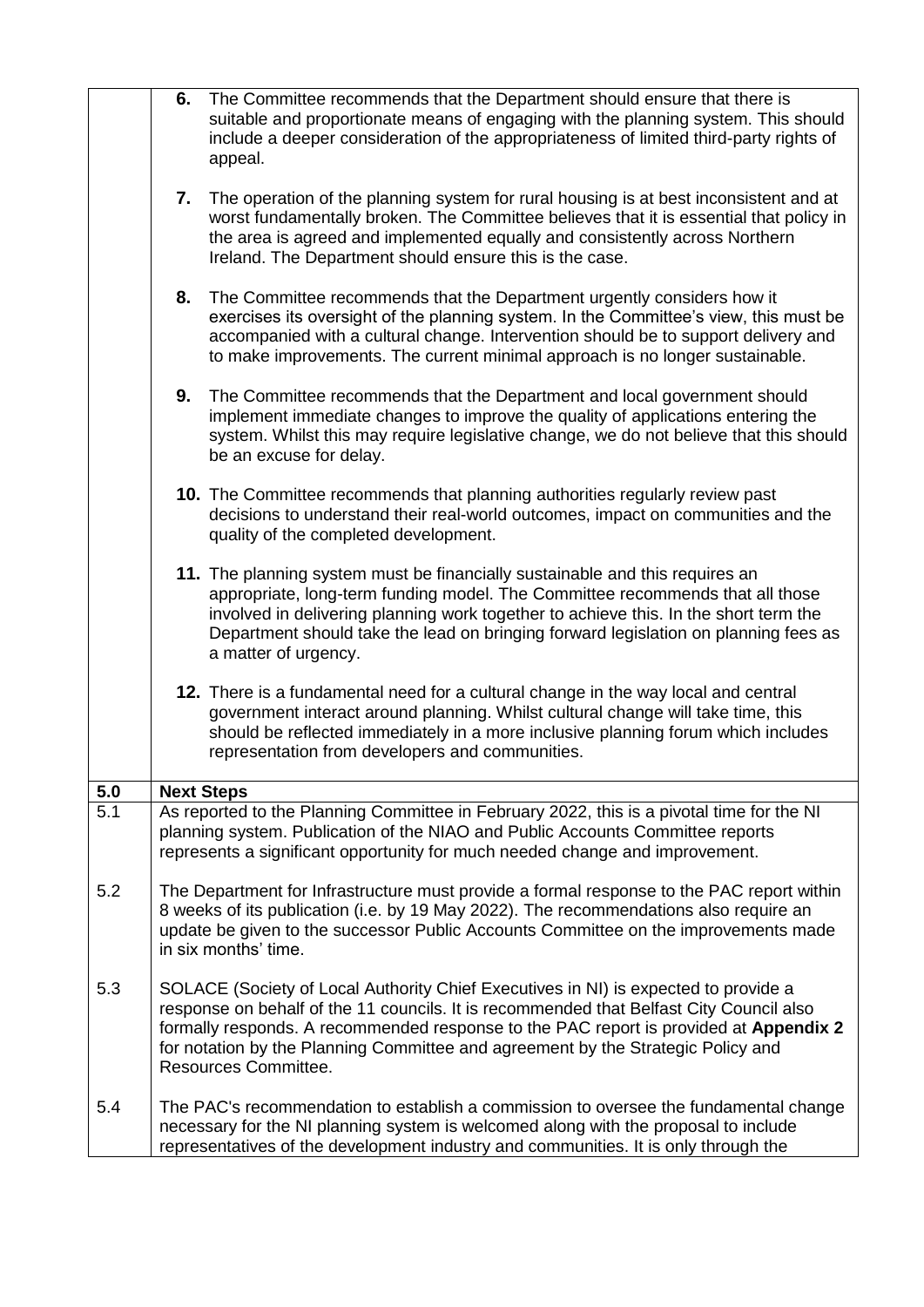6. The Committee recommends that the Department should ensure that there is suitable and proportionate means of engaging with the planning system. This should include a deeper consideration of the appropriateness of limited third-party rights of appeal.

7. The operation of the planning system for rural housing is at best inconsistent and at worst fundamentally broken. The Committee believes that it is essential that policy in the area is agreed and implemented equally and consistently across Northern Ireland. The Department should ensure this is the case.

8. The Committee recommends that the Department urgently considers how it exercises its oversight of the planning system. In the Committee's view, this must be accompanied with a cultural change. Intervention should be to support delivery and to make improvements. The current minimal approach is no longer sustainable.

9. The Committee recommends that the Department and local government should implement immediate changes to improve the quality of applications entering the system. Whilst this may require legislative change, we do not believe that this should be an excuse for delay.

10. The Committee recommends that planning authorities regularly review past decisions to understand their real-world outcomes, impact on communities and the quality of the completed development.

11. The planning system must be financially sustainable and this requires an appropriate, long-term funding model. The Committee recommends that all those involved in delivering planning work together to achieve this. In the short term the Department should take the lead on bringing forward legislation on planning fees as a matter of urgency.

12. There is a fundamental need for a cultural change in the way local and central government interact around planning. Whilst cultural change will take time, this should be reflected immediately in a more inclusive planning forum which includes representation from developers and communities.

## 5.0 Next Steps

5.1 As reported to the Planning Committee in February 2022, this is a pivotal time for the NI planning system. Publication of the NIAO and Public Accounts Committee reports represents a significant opportunity for much needed change and improvement.

5.2 The Department for Infrastructure must provide a formal response to the PAC report within 8 weeks of its publication (i.e. by 19 May 2022). The recommendations also require an update be given to the successor Public Accounts Committee on the improvements made in six months' time.

5.3 SOLACE (Society of Local Authority Chief Executives in NI) is expected to provide a response on behalf of the 11 councils. It is recommended that Belfast City Council also formally responds. A recommended response to the PAC report is provided at **Appendix 2** for notation by the Planning Committee and agreement by the Strategic Policy and Resources Committee.

5.4 The PAC's recommendation to establish a commission to oversee the fundamental change necessary for the NI planning system is welcomed along with the proposal to include representatives of the development industry and communities. It is only through the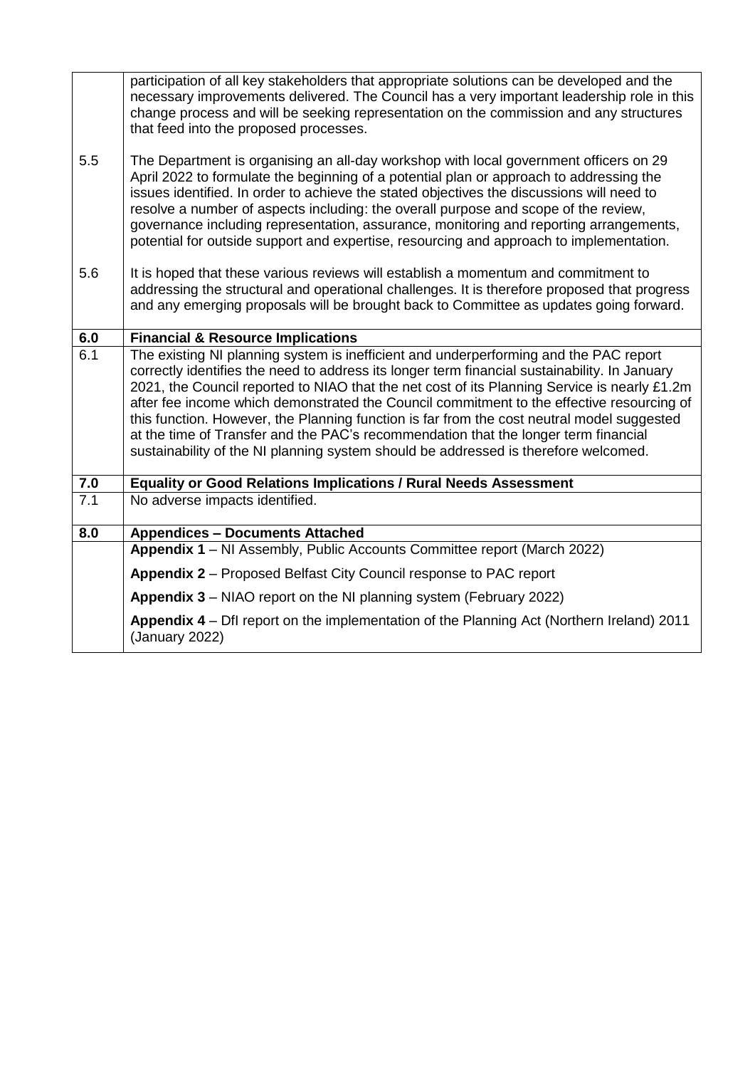| | |
|---|---|
| | participation of all key stakeholders that appropriate solutions can be developed and the necessary improvements delivered. The Council has a very important leadership role in this change process and will be seeking representation on the commission and any structures that feed into the proposed processes. |
| 5.5 | The Department is organising an all-day workshop with local government officers on 29 April 2022 to formulate the beginning of a potential plan or approach to addressing the issues identified. In order to achieve the stated objectives the discussions will need to resolve a number of aspects including: the overall purpose and scope of the review, governance including representation, assurance, monitoring and reporting arrangements, potential for outside support and expertise, resourcing and approach to implementation. |
| 5.6 | It is hoped that these various reviews will establish a momentum and commitment to addressing the structural and operational challenges. It is therefore proposed that progress and any emerging proposals will be brought back to Committee as updates going forward. |
| **6.0** | **Financial & Resource Implications** |
| 6.1 | The existing NI planning system is inefficient and underperforming and the PAC report correctly identifies the need to address its longer term financial sustainability. In January 2021, the Council reported to NIAO that the net cost of its Planning Service is nearly £1.2m after fee income which demonstrated the Council commitment to the effective resourcing of this function. However, the Planning function is far from the cost neutral model suggested at the time of Transfer and the PAC's recommendation that the longer term financial sustainability of the NI planning system should be addressed is therefore welcomed. |
| **7.0** | **Equality or Good Relations Implications / Rural Needs Assessment** |
| 7.1 | No adverse impacts identified. |
| **8.0** | **Appendices – Documents Attached** |
| | **Appendix 1** – NI Assembly, Public Accounts Committee report (March 2022)<br><br>**Appendix 2** – Proposed Belfast City Council response to PAC report<br><br>**Appendix 3** – NIAO report on the NI planning system (February 2022)<br><br>**Appendix 4** – DfI report on the implementation of the Planning Act (Northern Ireland) 2011 (January 2022) |